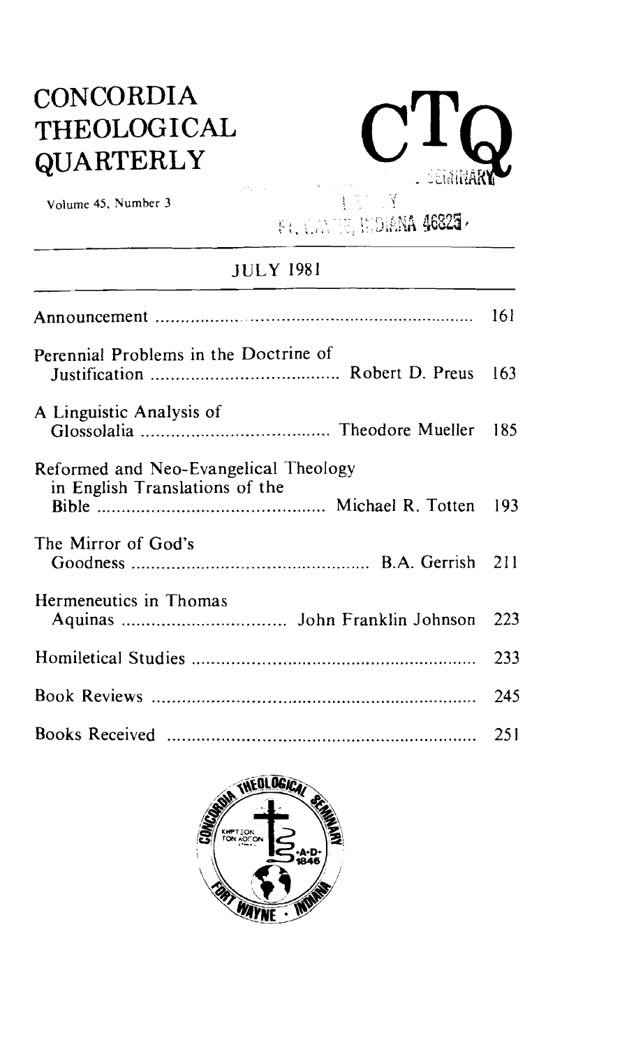# CONCORDIA THEOLOGICAL QUARTERLY

CTQ

Volume 45, Number 3

JULY 1981

| | |
|---|---|
| Announcement | 161 |
| Perennial Problems in the Doctrine of Justification ............ Robert D. Preus | 163 |
| A Linguistic Analysis of Glossolalia ............ Theodore Mueller | 185 |
| Reformed and Neo-Evangelical Theology in English Translations of the Bible ............ Michael R. Totten | 193 |
| The Mirror of God's Goodness ............ B.A. Gerrish | 211 |
| Hermeneutics in Thomas Aquinas ............ John Franklin Johnson | 223 |
| Homiletical Studies | 233 |
| Book Reviews | 245 |
| Books Received | 251 |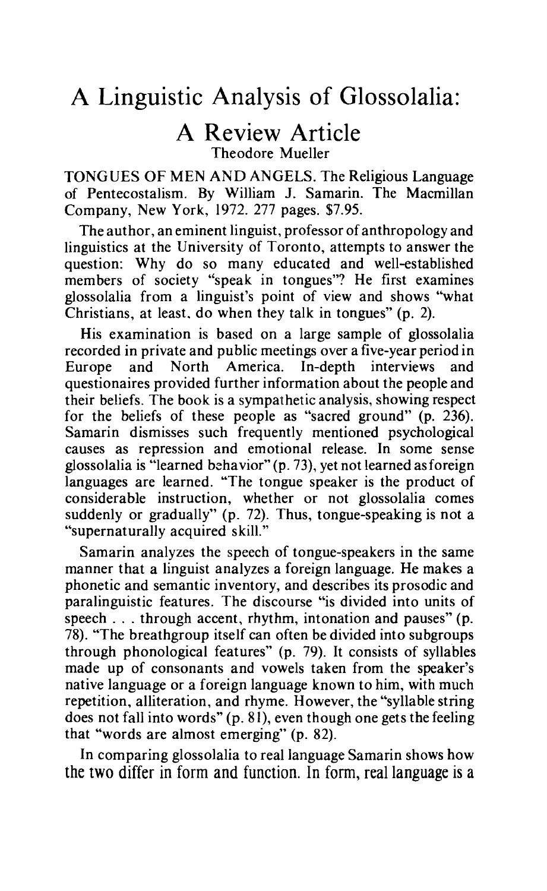# A Linguistic Analysis of Glossolalia:

## A Review Article

Theodore Mueller

TONGUES OF MEN AND ANGELS. The Religious Language of Pentecostalism. By William J. Samarin. The Macmillan Company, New York, 1972. 277 pages. $7.95.

The author, an eminent linguist, professor of anthropology and linguistics at the University of Toronto, attempts to answer the question: Why do so many educated and well-established members of society "speak in tongues"? He first examines glossolalia from a linguist's point of view and shows "what Christians, at least, do when they talk in tongues" (p. 2).

His examination is based on a large sample of glossolalia recorded in private and public meetings over a five-year period in Europe and North America. In-depth interviews and questionaires provided further information about the people and their beliefs. The book is a sympathetic analysis, showing respect for the beliefs of these people as "sacred ground" (p. 236). Samarin dismisses such frequently mentioned psychological causes as repression and emotional release. In some sense glossolalia is "learned behavior" (p. 73), yet not learned as foreign languages are learned. "The tongue speaker is the product of considerable instruction, whether or not glossolalia comes suddenly or gradually" (p. 72). Thus, tongue-speaking is not a "supernaturally acquired skill."

Samarin analyzes the speech of tongue-speakers in the same manner that a linguist analyzes a foreign language. He makes a phonetic and semantic inventory, and describes its prosodic and paralinguistic features. The discourse "is divided into units of speech . . . through accent, rhythm, intonation and pauses" (p. 78). "The breathgroup itself can often be divided into subgroups through phonological features" (p. 79). It consists of syllables made up of consonants and vowels taken from the speaker's native language or a foreign language known to him, with much repetition, alliteration, and rhyme. However, the "syllable string does not fall into words" (p. 81), even though one gets the feeling that "words are almost emerging" (p. 82).

In comparing glossolalia to real language Samarin shows how the two differ in form and function. In form, real language is a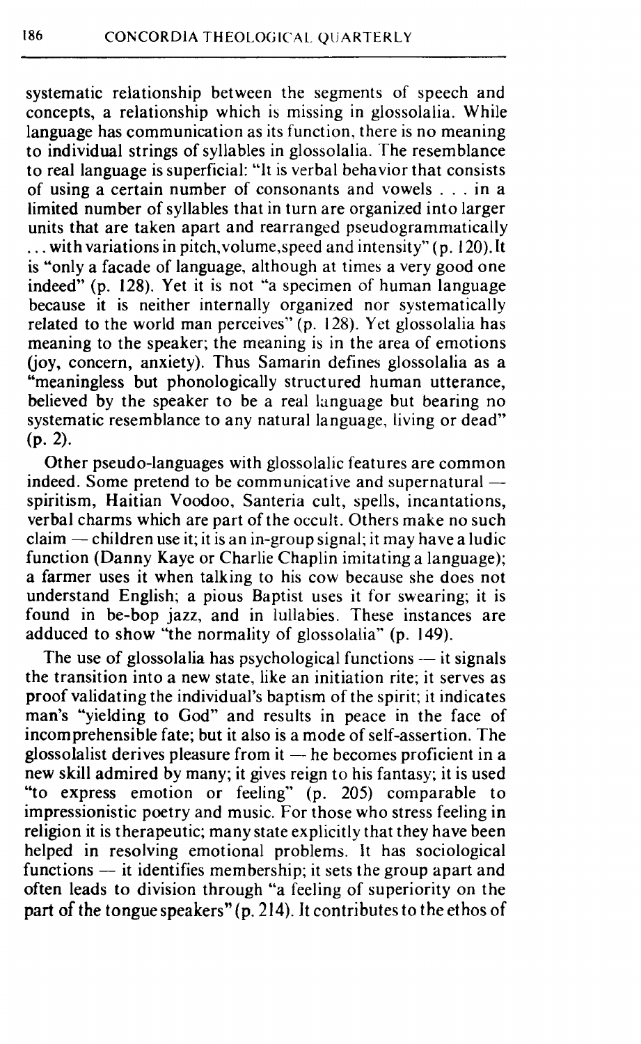systematic relationship between the segments of speech and concepts, a relationship which is missing in glossolalia. While language has communication as its function, there is no meaning to individual strings of syllables in glossolalia. The resemblance to real language is superficial: "It is verbal behavior that consists of using a certain number of consonants and vowels . . . in a limited number of syllables that in turn are organized into larger units that are taken apart and rearranged pseudogrammatically . . . with variations in pitch, volume, speed and intensity" (p. 120). It is "only a facade of language, although at times a very good one indeed" (p. 128). Yet it is not "a specimen of human language because it is neither internally organized nor systematically related to the world man perceives" (p. 128). Yet glossolalia has meaning to the speaker; the meaning is in the area of emotions (joy, concern, anxiety). Thus Samarin defines glossolalia as a "meaningless but phonologically structured human utterance, believed by the speaker to be a real language but bearing no systematic resemblance to any natural language, living or dead" (p. 2).

Other pseudo-languages with glossolalic features are common indeed. Some pretend to be communicative and supernatural — spiritism, Haitian Voodoo, Santeria cult, spells, incantations, verbal charms which are part of the occult. Others make no such claim — children use it; it is an in-group signal; it may have a ludic function (Danny Kaye or Charlie Chaplin imitating a language); a farmer uses it when talking to his cow because she does not understand English; a pious Baptist uses it for swearing; it is found in be-bop jazz, and in lullabies. These instances are adduced to show "the normality of glossolalia" (p. 149).

The use of glossolalia has psychological functions — it signals the transition into a new state, like an initiation rite; it serves as proof validating the individual's baptism of the spirit; it indicates man's "yielding to God" and results in peace in the face of incomprehensible fate; but it also is a mode of self-assertion. The glossolalist derives pleasure from it — he becomes proficient in a new skill admired by many; it gives reign to his fantasy; it is used "to express emotion or feeling" (p. 205) comparable to impressionistic poetry and music. For those who stress feeling in religion it is therapeutic; many state explicitly that they have been helped in resolving emotional problems. It has sociological functions — it identifies membership; it sets the group apart and often leads to division through "a feeling of superiority on the part of the tongue speakers" (p. 214). It contributes to the ethos of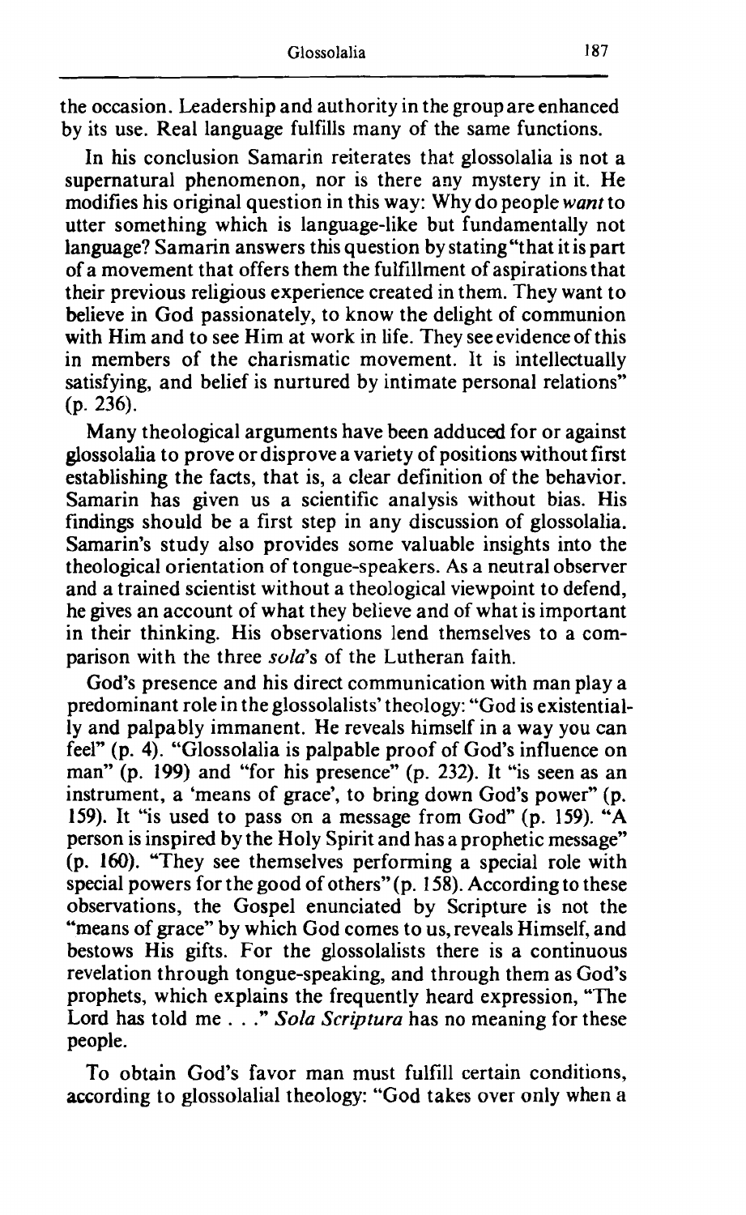the occasion. Leadership and authority in the group are enhanced by its use. Real language fulfills many of the same functions.

In his conclusion Samarin reiterates that glossolalia is not a supernatural phenomenon, nor is there any mystery in it. He modifies his original question in this way: Why do people *want* to utter something which is language-like but fundamentally not language? Samarin answers this question by stating "that it is part of a movement that offers them the fulfillment of aspirations that their previous religious experience created in them. They want to believe in God passionately, to know the delight of communion with Him and to see Him at work in life. They see evidence of this in members of the charismatic movement. It is intellectually satisfying, and belief is nurtured by intimate personal relations" (p. 236).

Many theological arguments have been adduced for or against glossolalia to prove or disprove a variety of positions without first establishing the facts, that is, a clear definition of the behavior. Samarin has given us a scientific analysis without bias. His findings should be a first step in any discussion of glossolalia. Samarin's study also provides some valuable insights into the theological orientation of tongue-speakers. As a neutral observer and a trained scientist without a theological viewpoint to defend, he gives an account of what they believe and of what is important in their thinking. His observations lend themselves to a comparison with the three *sola*'s of the Lutheran faith.

God's presence and his direct communication with man play a predominant role in the glossolalists' theology: "God is existentially and palpably immanent. He reveals himself in a way you can feel" (p. 4). "Glossolalia is palpable proof of God's influence on man" (p. 199) and "for his presence" (p. 232). It "is seen as an instrument, a 'means of grace', to bring down God's power" (p. 159). It "is used to pass on a message from God" (p. 159). "A person is inspired by the Holy Spirit and has a prophetic message" (p. 160). "They see themselves performing a special role with special powers for the good of others" (p. 158). According to these observations, the Gospel enunciated by Scripture is not the "means of grace" by which God comes to us, reveals Himself, and bestows His gifts. For the glossolalists there is a continuous revelation through tongue-speaking, and through them as God's prophets, which explains the frequently heard expression, "The Lord has told me . . ." *Sola Scriptura* has no meaning for these people.

To obtain God's favor man must fulfill certain conditions, according to glossolalial theology: "God takes over only when a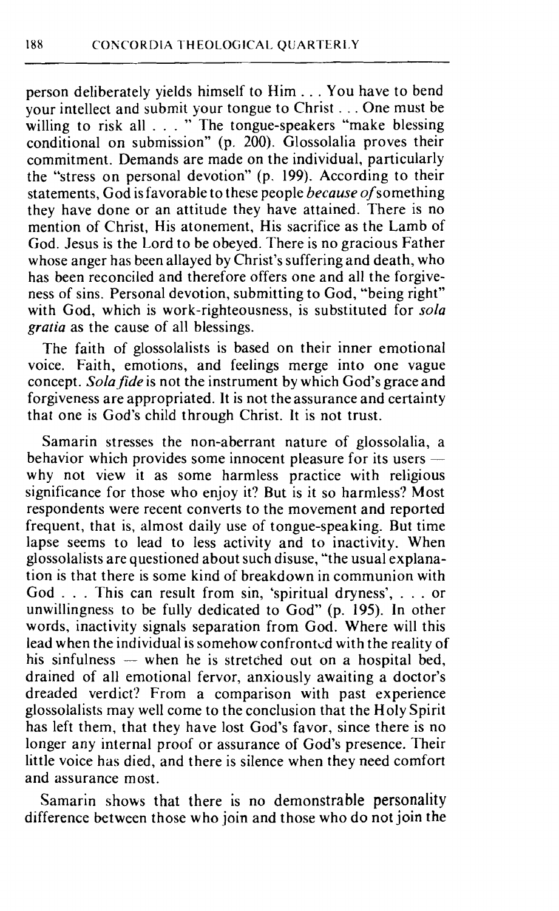person deliberately yields himself to Him . . . You have to bend your intellect and submit your tongue to Christ . . . One must be willing to risk all . . . " The tongue-speakers "make blessing conditional on submission" (p. 200). Glossolalia proves their commitment. Demands are made on the individual, particularly the "stress on personal devotion" (p. 199). According to their statements, God is favorable to these people *because of* something they have done or an attitude they have attained. There is no mention of Christ, His atonement, His sacrifice as the Lamb of God. Jesus is the Lord to be obeyed. There is no gracious Father whose anger has been allayed by Christ's suffering and death, who has been reconciled and therefore offers one and all the forgiveness of sins. Personal devotion, submitting to God, "being right" with God, which is work-righteousness, is substituted for *sola gratia* as the cause of all blessings.

The faith of glossolalists is based on their inner emotional voice. Faith, emotions, and feelings merge into one vague concept. *Sola fide* is not the instrument by which God's grace and forgiveness are appropriated. It is not the assurance and certainty that one is God's child through Christ. It is not trust.

Samarin stresses the non-aberrant nature of glossolalia, a behavior which provides some innocent pleasure for its users — why not view it as some harmless practice with religious significance for those who enjoy it? But is it so harmless? Most respondents were recent converts to the movement and reported frequent, that is, almost daily use of tongue-speaking. But time lapse seems to lead to less activity and to inactivity. When glossolalists are questioned about such disuse, "the usual explanation is that there is some kind of breakdown in communion with God . . . This can result from sin, 'spiritual dryness', . . . or unwillingness to be fully dedicated to God" (p. 195). In other words, inactivity signals separation from God. Where will this lead when the individual is somehow confronted with the reality of his sinfulness — when he is stretched out on a hospital bed, drained of all emotional fervor, anxiously awaiting a doctor's dreaded verdict? From a comparison with past experience glossolalists may well come to the conclusion that the Holy Spirit has left them, that they have lost God's favor, since there is no longer any internal proof or assurance of God's presence. Their little voice has died, and there is silence when they need comfort and assurance most.

Samarin shows that there is no demonstrable personality difference between those who join and those who do not join the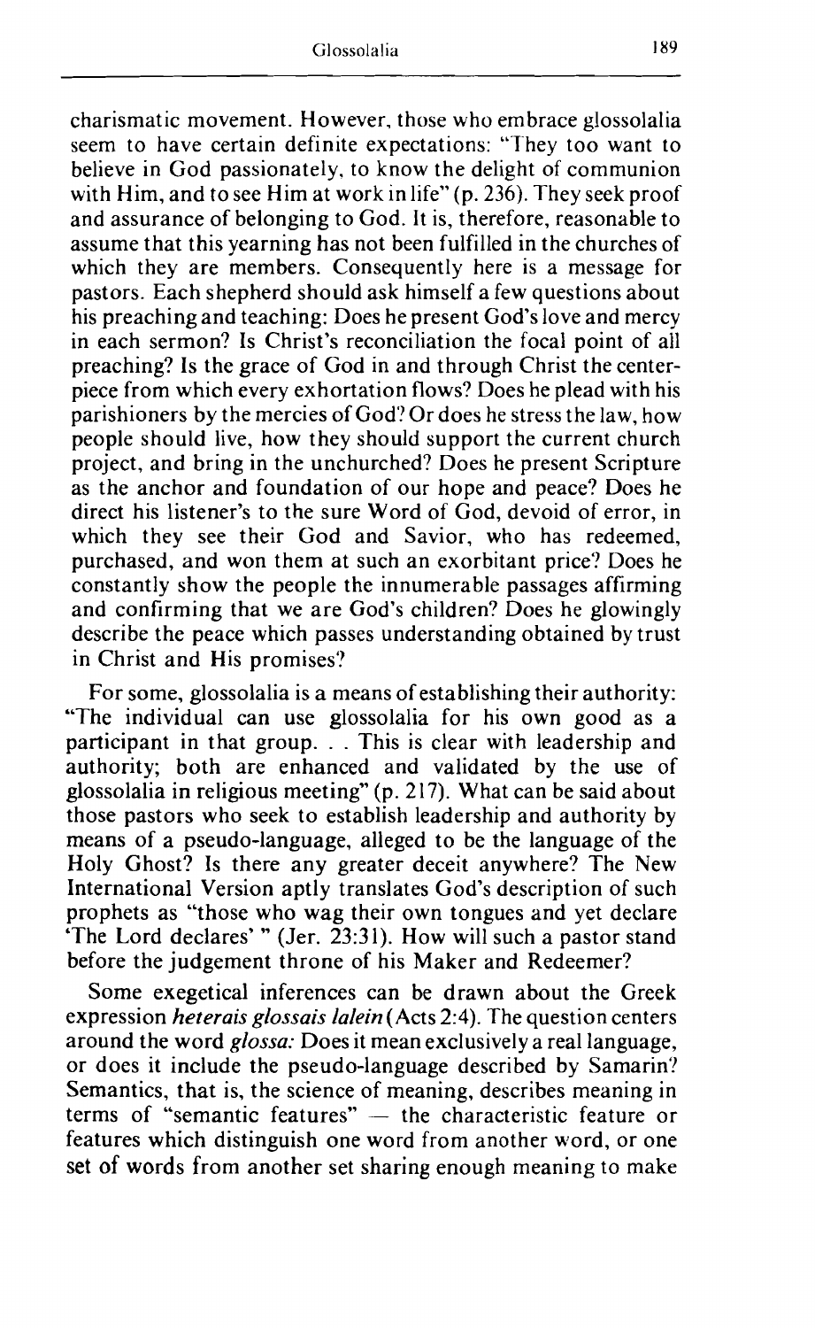charismatic movement. However, those who embrace glossolalia seem to have certain definite expectations: "They too want to believe in God passionately, to know the delight of communion with Him, and to see Him at work in life" (p. 236). They seek proof and assurance of belonging to God. It is, therefore, reasonable to assume that this yearning has not been fulfilled in the churches of which they are members. Consequently here is a message for pastors. Each shepherd should ask himself a few questions about his preaching and teaching: Does he present God's love and mercy in each sermon? Is Christ's reconciliation the focal point of all preaching? Is the grace of God in and through Christ the centerpiece from which every exhortation flows? Does he plead with his parishioners by the mercies of God? Or does he stress the law, how people should live, how they should support the current church project, and bring in the unchurched? Does he present Scripture as the anchor and foundation of our hope and peace? Does he direct his listener's to the sure Word of God, devoid of error, in which they see their God and Savior, who has redeemed, purchased, and won them at such an exorbitant price? Does he constantly show the people the innumerable passages affirming and confirming that we are God's children? Does he glowingly describe the peace which passes understanding obtained by trust in Christ and His promises?

For some, glossolalia is a means of establishing their authority: "The individual can use glossolalia for his own good as a participant in that group. . . This is clear with leadership and authority; both are enhanced and validated by the use of glossolalia in religious meeting" (p. 217). What can be said about those pastors who seek to establish leadership and authority by means of a pseudo-language, alleged to be the language of the Holy Ghost? Is there any greater deceit anywhere? The New International Version aptly translates God's description of such prophets as "those who wag their own tongues and yet declare 'The Lord declares' " (Jer. 23:31). How will such a pastor stand before the judgement throne of his Maker and Redeemer?

Some exegetical inferences can be drawn about the Greek expression *heterais glossais lalein* (Acts 2:4). The question centers around the word *glossa:* Does it mean exclusively a real language, or does it include the pseudo-language described by Samarin? Semantics, that is, the science of meaning, describes meaning in terms of "semantic features" — the characteristic feature or features which distinguish one word from another word, or one set of words from another set sharing enough meaning to make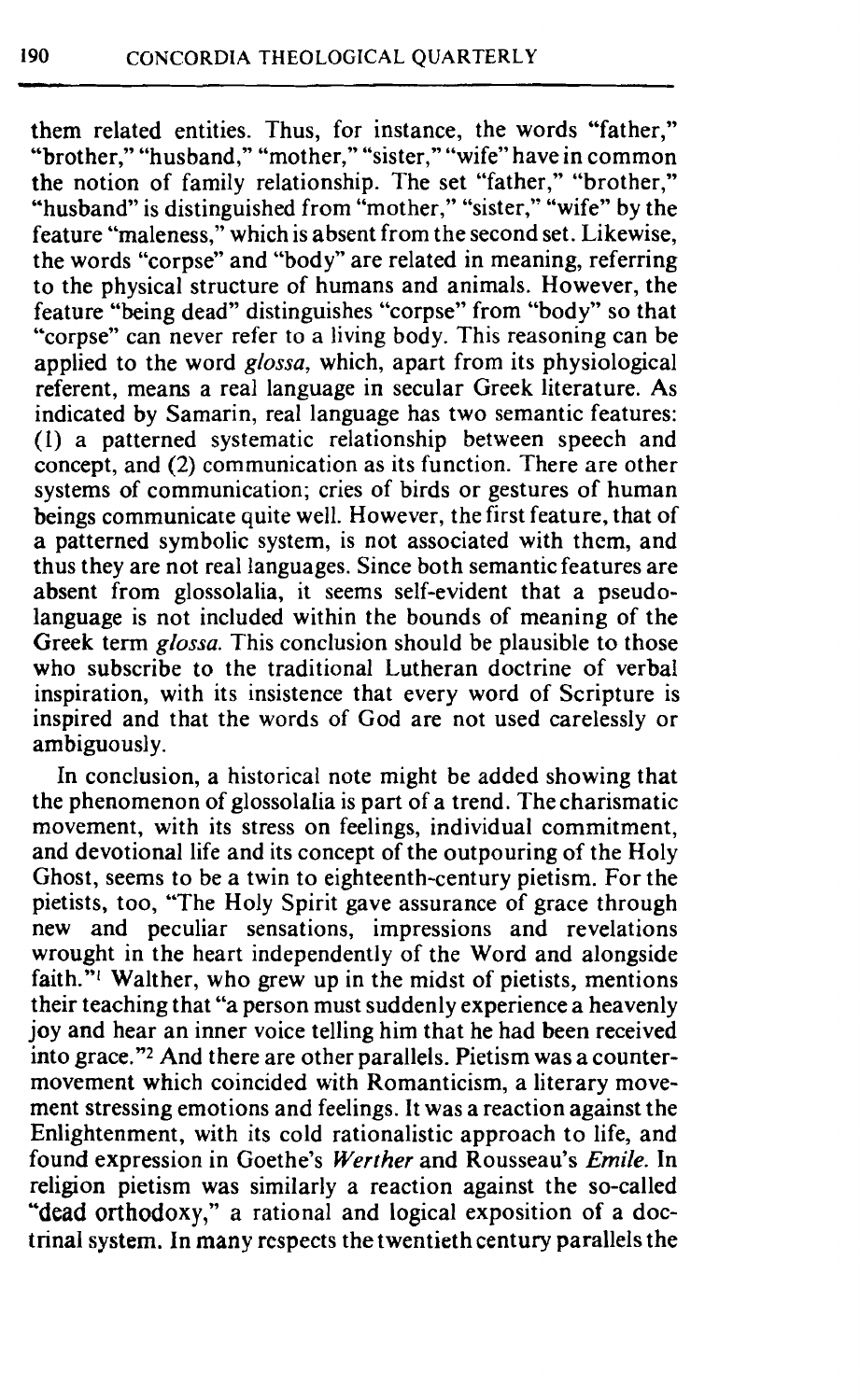them related entities. Thus, for instance, the words "father," "brother," "husband," "mother," "sister," "wife" have in common the notion of family relationship. The set "father," "brother," "husband" is distinguished from "mother," "sister," "wife" by the feature "maleness," which is absent from the second set. Likewise, the words "corpse" and "body" are related in meaning, referring to the physical structure of humans and animals. However, the feature "being dead" distinguishes "corpse" from "body" so that "corpse" can never refer to a living body. This reasoning can be applied to the word *glossa*, which, apart from its physiological referent, means a real language in secular Greek literature. As indicated by Samarin, real language has two semantic features: (1) a patterned systematic relationship between speech and concept, and (2) communication as its function. There are other systems of communication; cries of birds or gestures of human beings communicate quite well. However, the first feature, that of a patterned symbolic system, is not associated with them, and thus they are not real languages. Since both semantic features are absent from glossolalia, it seems self-evident that a pseudo-language is not included within the bounds of meaning of the Greek term *glossa*. This conclusion should be plausible to those who subscribe to the traditional Lutheran doctrine of verbal inspiration, with its insistence that every word of Scripture is inspired and that the words of God are not used carelessly or ambiguously.

In conclusion, a historical note might be added showing that the phenomenon of glossolalia is part of a trend. The charismatic movement, with its stress on feelings, individual commitment, and devotional life and its concept of the outpouring of the Holy Ghost, seems to be a twin to eighteenth-century pietism. For the pietists, too, "The Holy Spirit gave assurance of grace through new and peculiar sensations, impressions and revelations wrought in the heart independently of the Word and alongside faith."[1] Walther, who grew up in the midst of pietists, mentions their teaching that "a person must suddenly experience a heavenly joy and hear an inner voice telling him that he had been received into grace."[2] And there are other parallels. Pietism was a counter-movement which coincided with Romanticism, a literary movement stressing emotions and feelings. It was a reaction against the Enlightenment, with its cold rationalistic approach to life, and found expression in Goethe's *Werther* and Rousseau's *Emile*. In religion pietism was similarly a reaction against the so-called "dead orthodoxy," a rational and logical exposition of a doctrinal system. In many respects the twentieth century parallels the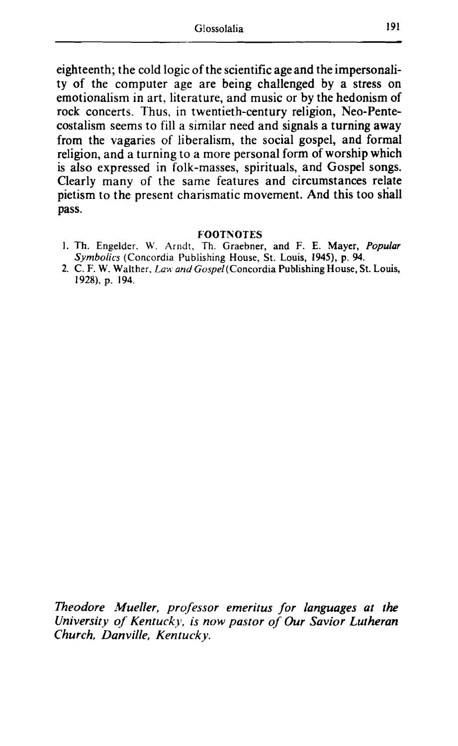eighteenth; the cold logic of the scientific age and the impersonality of the computer age are being challenged by a stress on emotionalism in art, literature, and music or by the hedonism of rock concerts. Thus, in twentieth-century religion, Neo-Pentecostalism seems to fill a similar need and signals a turning away from the vagaries of liberalism, the social gospel, and formal religion, and a turning to a more personal form of worship which is also expressed in folk-masses, spirituals, and Gospel songs. Clearly many of the same features and circumstances relate pietism to the present charismatic movement. And this too shall pass.

### FOOTNOTES

1. Th. Engelder, W. Arndt, Th. Graebner, and F. E. Mayer, *Popular Symbolics* (Concordia Publishing House, St. Louis, 1945), p. 94.
2. C. F. W. Walther, *Law and Gospel* (Concordia Publishing House, St. Louis, 1928), p. 194.

*Theodore Mueller, professor emeritus for languages at the University of Kentucky, is now pastor of Our Savior Lutheran Church, Danville, Kentucky.*